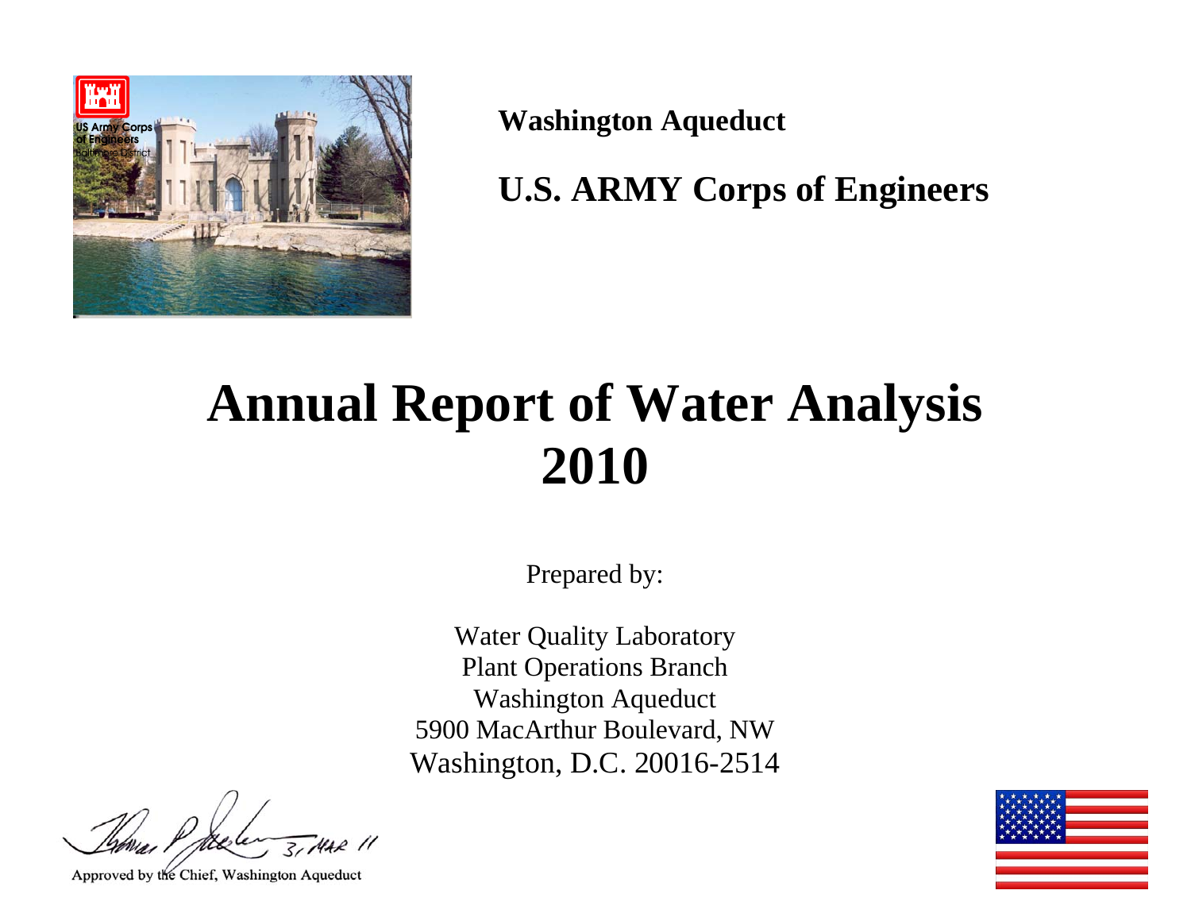**Washington Aqueduct**

**U.S. ARMY Corps of Engineers**

# Annual Report of Water Analysis 2010

Prepared by:

Water Quality Laboratory
Plant Operations Branch
Washington Aqueduct
5900 MacArthur Boulevard, NW
Washington, D.C. 20016-2514

31 MAR 11

Approved by the Chief, Washington Aqueduct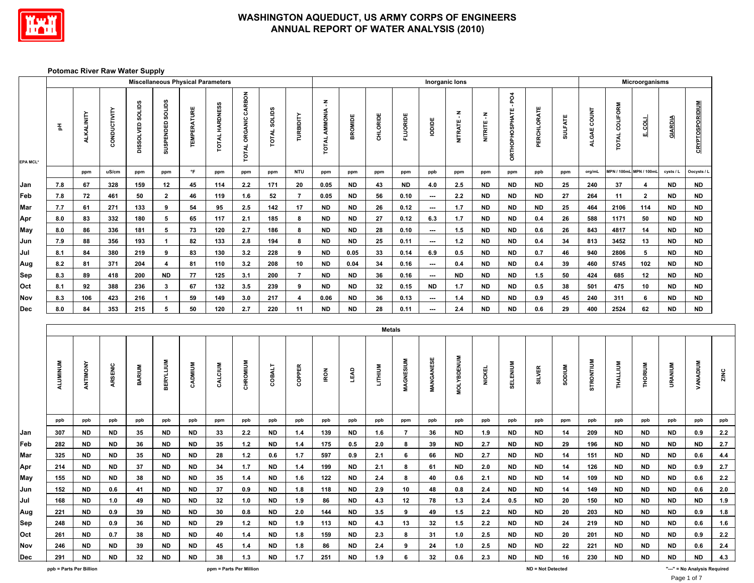# WASHINGTON AQUEDUCT, US ARMY CORPS OF ENGINEERS
# ANNUAL REPORT OF WATER ANALYSIS (2010)

## Potomac River Raw Water Supply

| | Miscellaneous Physical Parameters | | | | | | | | | | Inorganic Ions | | | | | | | | | | Microorganisms | | | | |
|---|---|---|---|---|---|---|---|---|---|---|---|---|---|---|---|---|---|---|---|---|---|---|---|---|---|
| EPA MCL* | pH | ALKALINITY | CONDUCTIVITY | DISSOLVED SOLIDS | SUSPENDED SOLIDS | TEMPERATURE | TOTAL HARDNESS | TOTAL ORGANIC CARBON | TOTAL SOLIDS | TURBIDITY | TOTAL AMMONIA - N | BROMIDE | CHLORIDE | FLUORIDE | IODIDE | NITRATE - N | NITRITE - N | ORTHOPHOSPHATE - PO4 | PERCHLORATE | SULFATE | ALGAE COUNT | TOTAL COLIFORM | E. COLI | GIARDIA | CRYPTOSPORIDIUM |
| | | ppm | uS/cm | ppm | ppm | °F | ppm | ppm | ppm | NTU | ppm | ppm | ppm | ppm | ppb | ppm | ppm | ppm | ppb | ppm | org/mL | MPN / 100mL | MPN / 100mL | cysts / L | Oocysts / L |
| Jan | 7.8 | 67 | 328 | 159 | 12 | 45 | 114 | 2.2 | 171 | 20 | 0.05 | ND | 43 | ND | 4.0 | 2.5 | ND | ND | ND | 25 | 240 | 37 | 4 | ND | ND |
| Feb | 7.8 | 72 | 461 | 50 | 2 | 46 | 119 | 1.6 | 52 | 7 | 0.05 | ND | 56 | 0.10 | --- | 2.2 | ND | ND | ND | 27 | 264 | 11 | 2 | ND | ND |
| Mar | 7.7 | 61 | 271 | 133 | 9 | 54 | 95 | 2.5 | 142 | 17 | ND | ND | 26 | 0.12 | --- | 1.7 | ND | ND | ND | 25 | 464 | 2106 | 114 | ND | ND |
| Apr | 8.0 | 83 | 332 | 180 | 5 | 65 | 117 | 2.1 | 185 | 8 | ND | ND | 27 | 0.12 | 6.3 | 1.7 | ND | ND | 0.4 | 26 | 588 | 1171 | 50 | ND | ND |
| May | 8.0 | 86 | 336 | 181 | 5 | 73 | 120 | 2.7 | 186 | 8 | ND | ND | 28 | 0.10 | --- | 1.5 | ND | ND | 0.6 | 26 | 843 | 4817 | 14 | ND | ND |
| Jun | 7.9 | 88 | 356 | 193 | 1 | 82 | 133 | 2.8 | 194 | 8 | ND | ND | 25 | 0.11 | --- | 1.2 | ND | ND | 0.4 | 34 | 813 | 3452 | 13 | ND | ND |
| Jul | 8.1 | 84 | 380 | 219 | 9 | 83 | 130 | 3.2 | 228 | 9 | ND | 0.05 | 33 | 0.14 | 6.9 | 0.5 | ND | ND | 0.7 | 46 | 940 | 2806 | 5 | ND | ND |
| Aug | 8.2 | 81 | 371 | 204 | 4 | 81 | 110 | 3.2 | 208 | 10 | ND | 0.04 | 34 | 0.16 | --- | 0.4 | ND | ND | 0.4 | 39 | 460 | 5745 | 102 | ND | ND |
| Sep | 8.3 | 89 | 418 | 200 | ND | 77 | 125 | 3.1 | 200 | 7 | ND | ND | 36 | 0.16 | --- | ND | ND | ND | 1.5 | 50 | 424 | 685 | 12 | ND | ND |
| Oct | 8.1 | 92 | 388 | 236 | 3 | 67 | 132 | 3.5 | 239 | 9 | ND | ND | 32 | 0.15 | ND | 1.7 | ND | ND | 0.5 | 38 | 501 | 475 | 10 | ND | ND |
| Nov | 8.3 | 106 | 423 | 216 | 1 | 59 | 149 | 3.0 | 217 | 4 | 0.06 | ND | 36 | 0.13 | --- | 1.4 | ND | ND | 0.9 | 45 | 240 | 311 | 6 | ND | ND |
| Dec | 8.0 | 84 | 353 | 215 | 5 | 50 | 120 | 2.7 | 220 | 11 | ND | ND | 28 | 0.11 | --- | 2.4 | ND | ND | 0.6 | 29 | 400 | 2524 | 62 | ND | ND |

| | Metals | | | | | | | | | | | | | | | | | | | | | | | | | |
|---|---|---|---|---|---|---|---|---|---|---|---|---|---|---|---|---|---|---|---|---|---|---|---|---|---|---|
| | ALUMINUM | ANTIMONY | ARSENIC | BARIUM | BERYLLIUM | CADMIUM | CALCIUM | CHROMIUM | COBALT | COPPER | IRON | LEAD | LITHIUM | MAGNESIUM | MANGANESE | MOLYBDENUM | NICKEL | SELENIUM | SILVER | SODIUM | STRONTIUM | THALLIUM | THORIUM | URANIUM | VANADIUM | ZINC |
| | ppb | ppb | ppb | ppb | ppb | ppb | ppm | ppb | ppb | ppb | ppb | ppb | ppb | ppm | ppb | ppb | ppb | ppb | ppb | ppm | ppb | ppb | ppb | ppb | ppb | ppb |
| Jan | 307 | ND | ND | 35 | ND | ND | 33 | 2.2 | ND | 1.4 | 139 | ND | 1.6 | 7 | 36 | ND | 1.9 | ND | ND | 14 | 209 | ND | ND | ND | 0.9 | 2.2 |
| Feb | 282 | ND | ND | 36 | ND | ND | 35 | 1.2 | ND | 1.4 | 175 | 0.5 | 2.0 | 8 | 39 | ND | 2.7 | ND | ND | 29 | 196 | ND | ND | ND | ND | 2.7 |
| Mar | 325 | ND | ND | 35 | ND | ND | 28 | 1.2 | 0.6 | 1.7 | 597 | 0.9 | 2.1 | 6 | 66 | ND | 2.7 | ND | ND | 14 | 151 | ND | ND | ND | 0.6 | 4.4 |
| Apr | 214 | ND | ND | 37 | ND | ND | 34 | 1.7 | ND | 1.4 | 199 | ND | 2.1 | 8 | 61 | ND | 2.0 | ND | ND | 14 | 126 | ND | ND | ND | 0.9 | 2.7 |
| May | 155 | ND | ND | 38 | ND | ND | 35 | 1.4 | ND | 1.6 | 122 | ND | 2.4 | 8 | 40 | 0.6 | 2.1 | ND | ND | 14 | 109 | ND | ND | ND | 0.6 | 2.2 |
| Jun | 152 | ND | 0.6 | 41 | ND | ND | 37 | 0.9 | ND | 1.8 | 118 | ND | 2.9 | 10 | 48 | 0.8 | 2.4 | ND | ND | 14 | 149 | ND | ND | ND | 0.6 | 2.0 |
| Jul | 168 | ND | 1.0 | 49 | ND | ND | 32 | 1.0 | ND | 1.9 | 86 | ND | 4.3 | 12 | 78 | 1.3 | 2.4 | 0.5 | ND | 20 | 150 | ND | ND | ND | ND | 1.9 |
| Aug | 221 | ND | 0.9 | 39 | ND | ND | 30 | 0.8 | ND | 2.0 | 144 | ND | 3.5 | 9 | 49 | 1.5 | 2.2 | ND | ND | 20 | 203 | ND | ND | ND | 0.9 | 1.8 |
| Sep | 248 | ND | 0.9 | 36 | ND | ND | 29 | 1.2 | ND | 1.9 | 113 | ND | 4.3 | 13 | 32 | 1.5 | 2.2 | ND | ND | 24 | 219 | ND | ND | ND | 0.6 | 1.6 |
| Oct | 261 | ND | 0.7 | 38 | ND | ND | 40 | 1.4 | ND | 1.8 | 159 | ND | 2.3 | 8 | 31 | 1.0 | 2.5 | ND | ND | 20 | 201 | ND | ND | ND | 0.9 | 2.2 |
| Nov | 246 | ND | ND | 39 | ND | ND | 45 | 1.4 | ND | 1.8 | 86 | ND | 2.4 | 9 | 24 | 1.0 | 2.5 | ND | ND | 22 | 221 | ND | ND | ND | 0.6 | 2.4 |
| Dec | 291 | ND | ND | 32 | ND | ND | 38 | 1.3 | ND | 1.7 | 251 | ND | 1.9 | 6 | 32 | 0.6 | 2.3 | ND | ND | 16 | 230 | ND | ND | ND | ND | 4.3 |

ppb = Parts Per Billion ppm = Parts Per Million ND = Not Detected "---" = No Analysis Required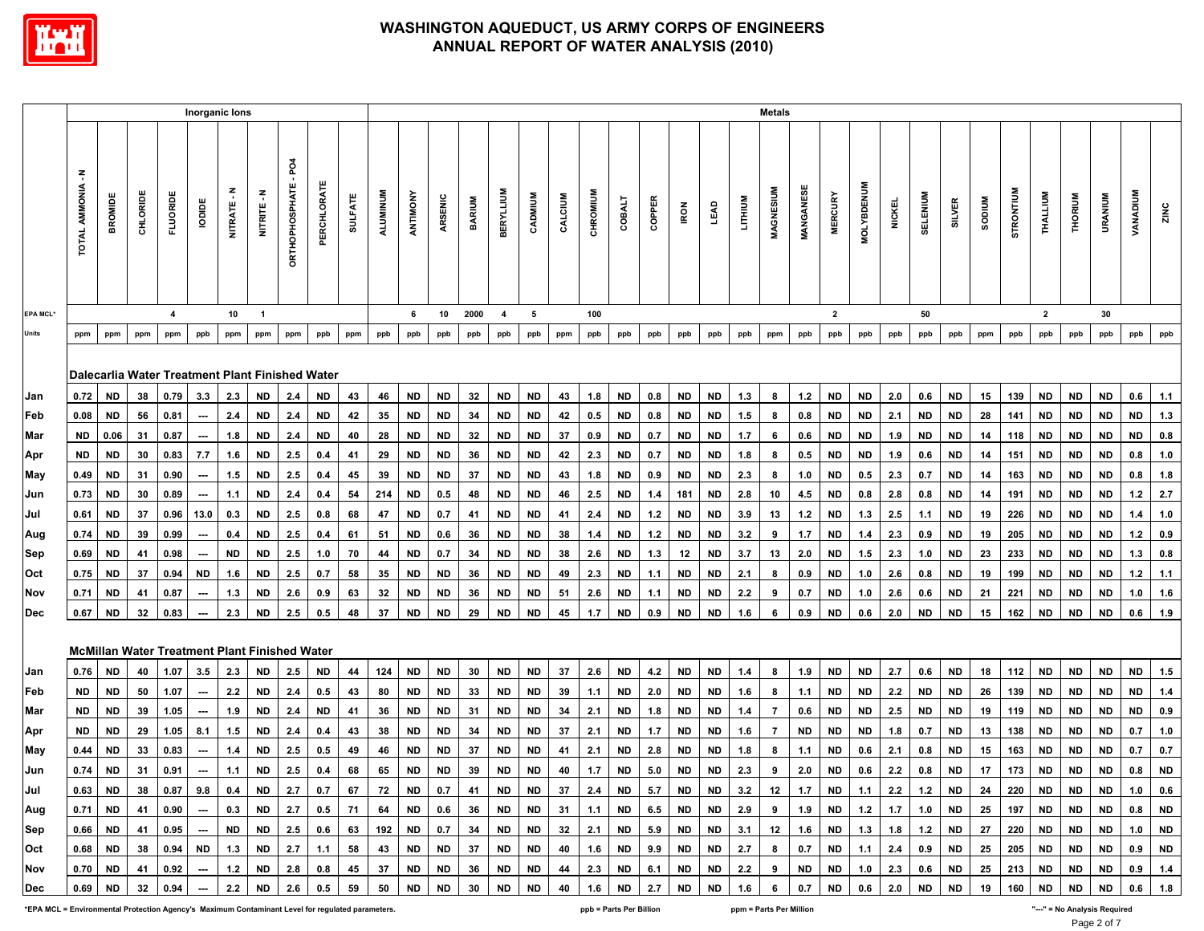# WASHINGTON AQUEDUCT, US ARMY CORPS OF ENGINEERS
## ANNUAL REPORT OF WATER ANALYSIS (2010)

| | Inorganic Ions | | | | | | | | | | Metals | | | | | | | | | | | | | | | | | | | | | | | | | | | |
|---|---|---|---|---|---|---|---|---|---|---|---|---|---|---|---|---|---|---|---|---|---|---|---|---|---|---|---|---|---|---|---|---|---|---|---|---|---|---|
| | TOTAL AMMONIA - N | BROMIDE | CHLORIDE | FLUORIDE | IODIDE | NITRATE - N | NITRITE - N | ORTHOPHOSPHATE - PO4 | PERCHLORATE | SULFATE | ALUMINUM | ANTIMONY | ARSENIC | BARIUM | BERYLLIUM | CADMIUM | CALCIUM | CHROMIUM | COBALT | COPPER | IRON | LEAD | LITHIUM | MAGNESIUM | MANGANESE | MERCURY | MOLYBDENUM | NICKEL | SELENIUM | SILVER | SODIUM | STRONTIUM | THALLIUM | THORIUM | URANIUM | VANADIUM | ZINC |
| EPA MCL* | | | | 4 | | 10 | 1 | | | | | 6 | 10 | 2000 | 4 | 5 | | 100 | | | | | | | | 2 | | | 50 | | | | 2 | | 30 | | |
| Units | ppm | ppm | ppm | ppm | ppb | ppm | ppm | ppm | ppb | ppm | ppb | ppb | ppb | ppb | ppb | ppb | ppm | ppb | ppb | ppb | ppb | ppb | ppb | ppm | ppb | ppb | ppb | ppb | ppb | ppb | ppm | ppb | ppb | ppb | ppb | ppb | ppb |
| **Dalecarlia Water Treatment Plant Finished Water** | | | | | | | | | | | | | | | | | | | | | | | | | | | | | | | | | | | | | |
| Jan | 0.72 | ND | 38 | 0.79 | 3.3 | 2.3 | ND | 2.4 | ND | 43 | 46 | ND | ND | 32 | ND | ND | 43 | 1.8 | ND | 0.8 | ND | ND | 1.3 | 8 | 1.2 | ND | ND | 2.0 | 0.6 | ND | 15 | 139 | ND | ND | ND | 0.6 | 1.1 |
| Feb | 0.08 | ND | 56 | 0.81 | --- | 2.4 | ND | 2.4 | ND | 42 | 35 | ND | ND | 34 | ND | ND | 42 | 0.5 | ND | 0.8 | ND | ND | 1.5 | 8 | 0.8 | ND | ND | 2.1 | ND | ND | 28 | 141 | ND | ND | ND | ND | 1.3 |
| Mar | ND | 0.06 | 31 | 0.87 | --- | 1.8 | ND | 2.4 | ND | 40 | 28 | ND | ND | 32 | ND | ND | 37 | 0.9 | ND | 0.7 | ND | ND | 1.7 | 6 | 0.6 | ND | ND | 1.9 | ND | ND | 14 | 118 | ND | ND | ND | ND | 0.8 |
| Apr | ND | ND | 30 | 0.83 | 7.7 | 1.6 | ND | 2.5 | 0.4 | 41 | 29 | ND | ND | 36 | ND | ND | 42 | 2.3 | ND | 0.7 | ND | ND | 1.8 | 8 | 0.5 | ND | ND | 1.9 | 0.6 | ND | 14 | 151 | ND | ND | ND | 0.8 | 1.0 |
| May | 0.49 | ND | 31 | 0.90 | --- | 1.5 | ND | 2.5 | 0.4 | 45 | 39 | ND | ND | 37 | ND | ND | 43 | 1.8 | ND | 0.9 | ND | ND | 2.3 | 8 | 1.0 | ND | 0.5 | 2.3 | 0.7 | ND | 14 | 163 | ND | ND | ND | 0.8 | 1.8 |
| Jun | 0.73 | ND | 30 | 0.89 | --- | 1.1 | ND | 2.4 | 0.4 | 54 | 214 | ND | 0.5 | 48 | ND | ND | 46 | 2.5 | ND | 1.4 | 181 | ND | 2.8 | 10 | 4.5 | ND | 0.8 | 2.8 | 0.8 | ND | 14 | 191 | ND | ND | ND | 1.2 | 2.7 |
| Jul | 0.61 | ND | 37 | 0.96 | 13.0 | 0.3 | ND | 2.5 | 0.8 | 68 | 47 | ND | 0.7 | 41 | ND | ND | 41 | 2.4 | ND | 1.2 | ND | ND | 3.9 | 13 | 1.2 | ND | 1.3 | 2.5 | 1.1 | ND | 19 | 226 | ND | ND | ND | 1.4 | 1.0 |
| Aug | 0.74 | ND | 39 | 0.99 | --- | 0.4 | ND | 2.5 | 0.4 | 61 | 51 | ND | 0.6 | 36 | ND | ND | 38 | 1.4 | ND | 1.2 | ND | ND | 3.2 | 9 | 1.7 | ND | 1.4 | 2.3 | 0.9 | ND | 19 | 205 | ND | ND | ND | 1.2 | 0.9 |
| Sep | 0.69 | ND | 41 | 0.98 | --- | ND | ND | 2.5 | 1.0 | 70 | 44 | ND | 0.7 | 34 | ND | ND | 38 | 2.6 | ND | 1.3 | 12 | ND | 3.7 | 13 | 2.0 | ND | 1.5 | 2.3 | 1.0 | ND | 23 | 233 | ND | ND | ND | 1.3 | 0.8 |
| Oct | 0.75 | ND | 37 | 0.94 | ND | 1.6 | ND | 2.5 | 0.7 | 58 | 35 | ND | ND | 36 | ND | ND | 49 | 2.3 | ND | 1.1 | ND | ND | 2.1 | 8 | 0.9 | ND | 1.0 | 2.6 | 0.8 | ND | 19 | 199 | ND | ND | ND | 1.2 | 1.1 |
| Nov | 0.71 | ND | 41 | 0.87 | --- | 1.3 | ND | 2.6 | 0.9 | 63 | 32 | ND | ND | 36 | ND | ND | 51 | 2.6 | ND | 1.1 | ND | ND | 2.2 | 9 | 0.7 | ND | 1.0 | 2.6 | 0.6 | ND | 21 | 221 | ND | ND | ND | 1.0 | 1.6 |
| Dec | 0.67 | ND | 32 | 0.83 | --- | 2.3 | ND | 2.5 | 0.5 | 48 | 37 | ND | ND | 29 | ND | ND | 45 | 1.7 | ND | 0.9 | ND | ND | 1.6 | 6 | 0.9 | ND | 0.6 | 2.0 | ND | ND | 15 | 162 | ND | ND | ND | 0.6 | 1.9 |
| **McMillan Water Treatment Plant Finished Water** | | | | | | | | | | | | | | | | | | | | | | | | | | | | | | | | | | | | | |
| Jan | 0.76 | ND | 40 | 1.07 | 3.5 | 2.3 | ND | 2.5 | ND | 44 | 124 | ND | ND | 30 | ND | ND | 37 | 2.6 | ND | 4.2 | ND | ND | 1.4 | 8 | 1.9 | ND | ND | 2.7 | 0.6 | ND | 18 | 112 | ND | ND | ND | ND | 1.5 |
| Feb | ND | ND | 50 | 1.07 | --- | 2.2 | ND | 2.4 | 0.5 | 43 | 80 | ND | ND | 33 | ND | ND | 39 | 1.1 | ND | 2.0 | ND | ND | 1.6 | 8 | 1.1 | ND | ND | 2.2 | ND | ND | 26 | 139 | ND | ND | ND | ND | 1.4 |
| Mar | ND | ND | 39 | 1.05 | --- | 1.9 | ND | 2.4 | ND | 41 | 36 | ND | ND | 31 | ND | ND | 34 | 2.1 | ND | 1.8 | ND | ND | 1.4 | 7 | 0.6 | ND | ND | 2.5 | ND | ND | 19 | 119 | ND | ND | ND | ND | 0.9 |
| Apr | ND | ND | 29 | 1.05 | 8.1 | 1.5 | ND | 2.4 | 0.4 | 43 | 38 | ND | ND | 34 | ND | ND | 37 | 2.1 | ND | 1.7 | ND | ND | 1.6 | 7 | ND | ND | ND | 1.8 | 0.7 | ND | 13 | 138 | ND | ND | ND | 0.7 | 1.0 |
| May | 0.44 | ND | 33 | 0.83 | --- | 1.4 | ND | 2.5 | 0.5 | 49 | 46 | ND | ND | 37 | ND | ND | 41 | 2.1 | ND | 2.8 | ND | ND | 1.8 | 8 | 1.1 | ND | 0.6 | 2.1 | 0.8 | ND | 15 | 163 | ND | ND | ND | 0.7 | 0.7 |
| Jun | 0.74 | ND | 31 | 0.91 | --- | 1.1 | ND | 2.5 | 0.4 | 68 | 65 | ND | ND | 39 | ND | ND | 40 | 1.7 | ND | 5.0 | ND | ND | 2.3 | 9 | 2.0 | ND | 0.6 | 2.2 | 0.8 | ND | 17 | 173 | ND | ND | ND | 0.8 | ND |
| Jul | 0.63 | ND | 38 | 0.87 | 9.8 | 0.4 | ND | 2.7 | 0.7 | 67 | 72 | ND | 0.7 | 41 | ND | ND | 37 | 2.4 | ND | 5.7 | ND | ND | 3.2 | 12 | 1.7 | ND | 1.1 | 2.2 | 1.2 | ND | 24 | 220 | ND | ND | ND | 1.0 | 0.6 |
| Aug | 0.71 | ND | 41 | 0.90 | --- | 0.3 | ND | 2.7 | 0.5 | 71 | 64 | ND | 0.6 | 36 | ND | ND | 31 | 1.1 | ND | 6.5 | ND | ND | 2.9 | 9 | 1.9 | ND | 1.2 | 1.7 | 1.0 | ND | 25 | 197 | ND | ND | ND | 0.8 | ND |
| Sep | 0.66 | ND | 41 | 0.95 | --- | ND | ND | 2.5 | 0.6 | 63 | 192 | ND | 0.7 | 34 | ND | ND | 32 | 2.1 | ND | 5.9 | ND | ND | 3.1 | 12 | 1.6 | ND | 1.3 | 1.8 | 1.2 | ND | 27 | 220 | ND | ND | ND | 1.0 | ND |
| Oct | 0.68 | ND | 38 | 0.94 | ND | 1.3 | ND | 2.7 | 1.1 | 58 | 43 | ND | ND | 37 | ND | ND | 40 | 1.6 | ND | 9.9 | ND | ND | 2.7 | 8 | 0.7 | ND | 1.1 | 2.4 | 0.9 | ND | 25 | 205 | ND | ND | ND | 0.9 | ND |
| Nov | 0.70 | ND | 41 | 0.92 | --- | 1.2 | ND | 2.8 | 0.8 | 45 | 37 | ND | ND | 36 | ND | ND | 44 | 2.3 | ND | 6.1 | ND | ND | 2.2 | 9 | ND | ND | 1.0 | 2.3 | 0.6 | ND | 25 | 213 | ND | ND | ND | 0.9 | 1.4 |
| Dec | 0.69 | ND | 32 | 0.94 | --- | 2.2 | ND | 2.6 | 0.5 | 59 | 50 | ND | ND | 30 | ND | ND | 40 | 1.6 | ND | 2.7 | ND | ND | 1.6 | 6 | 0.7 | ND | 0.6 | 2.0 | ND | ND | 19 | 160 | ND | ND | ND | 0.6 | 1.8 |

*EPA MCL = Environmental Protection Agency's Maximum Contaminant Level for regulated parameters.  ppb = Parts Per Billion  ppm = Parts Per Million  "---" = No Analysis Required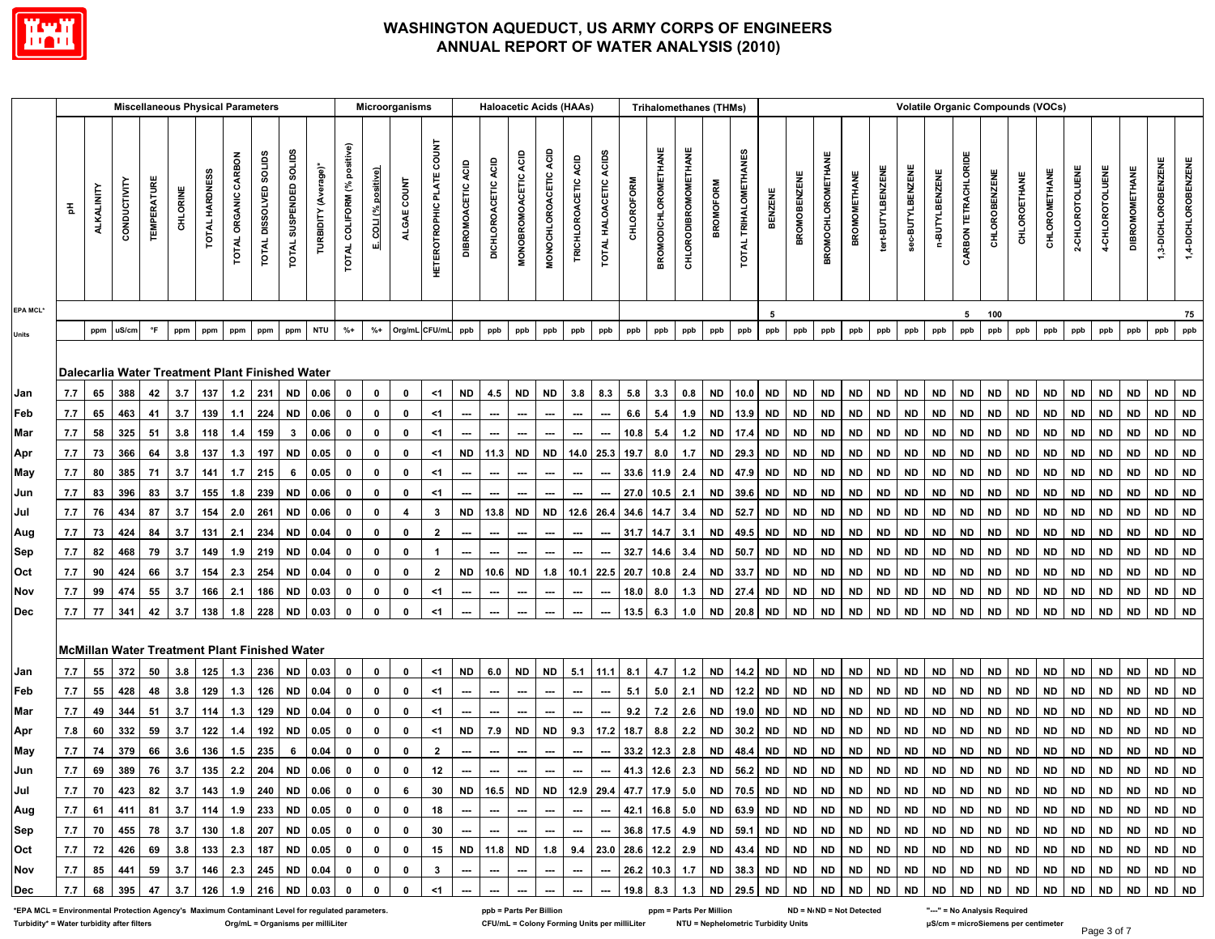# WASHINGTON AQUEDUCT, US ARMY CORPS OF ENGINEERS
## ANNUAL REPORT OF WATER ANALYSIS (2010)

| | Miscellaneous Physical Parameters | | | | | | | | | | Microorganisms | | | | Haloacetic Acids (HAAs) | | | | | | Trihalomethanes (THMs) | | | | | Volatile Organic Compounds (VOCs) | | | | | | | | | | | | | | | | |
|---|---|---|---|---|---|---|---|---|---|---|---|---|---|---|---|---|---|---|---|---|---|---|---|---|---|---|---|---|---|---|---|---|---|---|---|---|---|---|---|---|---|
| | pH | ALKALINITY | CONDUCTIVITY | TEMPERATURE | CHLORINE | TOTAL HARDNESS | TOTAL ORGANIC CARBON | TOTAL DISSOLVED SOLIDS | TOTAL SUSPENDED SOLIDS | TURBIDITY (Average)* | TOTAL COLIFORM (% positive) | E. COLI (% positive) | ALGAE COUNT | HETEROTROPHIC PLATE COUNT | DIBROMOACETIC ACID | DICHLOROACETIC ACID | MONOBROMOACETIC ACID | MONOCHLOROACETIC ACID | TRICHLOROACETIC ACID | TOTAL HALOACETIC ACIDS | CHLOROFORM | BROMODICHLOROMETHANE | CHLORODIBROMOMETHANE | BROMOFORM | TOTAL TRIHALOMETHANES | BENZENE | BROMOBENZENE | BROMOCHLOROMETHANE | BROMOMETHANE | tert-BUTYLBENZENE | sec-BUTYLBENZENE | n-BUTYLBENZENE | CARBON TETRACHLORIDE | CHLOROBENZENE | CHLOROETHANE | CHLOROMETHANE | 2-CHLOROTOLUENE | 4-CHLOROTOLUENE | DIBROMOMETHANE | 1,3-DICHLOROBENZENE | 1,4-DICHLOROBENZENE |
| EPA MCL* | | | | | | | | | | | | | | | | | | | | | | | | | | 5 | | | | | | | 5 | 100 | | | | | | | 75 |
| Units | | ppm | uS/cm | °F | ppm | ppm | ppm | ppm | ppm | NTU | %+ | %+ | Org/mL | CFU/mL | ppb | ppb | ppb | ppb | ppb | ppb | ppb | ppb | ppb | ppb | ppb | ppb | ppb | ppb | ppb | ppb | ppb | ppb | ppb | ppb | ppb | ppb | ppb | ppb | ppb | ppb | ppb |
| **Dalecarlia Water Treatment Plant Finished Water** | | | | | | | | | | | | | | | | | | | | | | | | | | | | | | | | | | | | | | | | | |
| Jan | 7.7 | 65 | 388 | 42 | 3.7 | 137 | 1.2 | 231 | ND | 0.06 | 0 | 0 | 0 | <1 | ND | 4.5 | ND | ND | 3.8 | 8.3 | 5.8 | 3.3 | 0.8 | ND | 10.0 | ND | ND | ND | ND | ND | ND | ND | ND | ND | ND | ND | ND | ND | ND | ND | ND |
| Feb | 7.7 | 65 | 463 | 41 | 3.7 | 139 | 1.1 | 224 | ND | 0.06 | 0 | 0 | 0 | <1 | --- | --- | --- | --- | --- | --- | 6.6 | 5.4 | 1.9 | ND | 13.9 | ND | ND | ND | ND | ND | ND | ND | ND | ND | ND | ND | ND | ND | ND | ND | ND |
| Mar | 7.7 | 58 | 325 | 51 | 3.8 | 118 | 1.4 | 159 | 3 | 0.06 | 0 | 0 | 0 | <1 | --- | --- | --- | --- | --- | --- | 10.8 | 5.4 | 1.2 | ND | 17.4 | ND | ND | ND | ND | ND | ND | ND | ND | ND | ND | ND | ND | ND | ND | ND | ND |
| Apr | 7.7 | 73 | 366 | 64 | 3.8 | 137 | 1.3 | 197 | ND | 0.05 | 0 | 0 | 0 | <1 | ND | 11.3 | ND | ND | 14.0 | 25.3 | 19.7 | 8.0 | 1.7 | ND | 29.3 | ND | ND | ND | ND | ND | ND | ND | ND | ND | ND | ND | ND | ND | ND | ND | ND |
| May | 7.7 | 80 | 385 | 71 | 3.7 | 141 | 1.7 | 215 | 6 | 0.05 | 0 | 0 | 0 | <1 | --- | --- | --- | --- | --- | --- | 33.6 | 11.9 | 2.4 | ND | 47.9 | ND | ND | ND | ND | ND | ND | ND | ND | ND | ND | ND | ND | ND | ND | ND | ND |
| Jun | 7.7 | 83 | 396 | 83 | 3.7 | 155 | 1.8 | 239 | ND | 0.06 | 0 | 0 | 0 | <1 | --- | --- | --- | --- | --- | --- | 27.0 | 10.5 | 2.1 | ND | 39.6 | ND | ND | ND | ND | ND | ND | ND | ND | ND | ND | ND | ND | ND | ND | ND | ND |
| Jul | 7.7 | 76 | 434 | 87 | 3.7 | 154 | 2.0 | 261 | ND | 0.06 | 0 | 0 | 4 | 3 | ND | 13.8 | ND | ND | 12.6 | 26.4 | 34.6 | 14.7 | 3.4 | ND | 52.7 | ND | ND | ND | ND | ND | ND | ND | ND | ND | ND | ND | ND | ND | ND | ND | ND |
| Aug | 7.7 | 73 | 424 | 84 | 3.7 | 131 | 2.1 | 234 | ND | 0.04 | 0 | 0 | 0 | 2 | --- | --- | --- | --- | --- | --- | 31.7 | 14.7 | 3.1 | ND | 49.5 | ND | ND | ND | ND | ND | ND | ND | ND | ND | ND | ND | ND | ND | ND | ND | ND |
| Sep | 7.7 | 82 | 468 | 79 | 3.7 | 149 | 1.9 | 219 | ND | 0.04 | 0 | 0 | 0 | 1 | --- | --- | --- | --- | --- | --- | 32.7 | 14.6 | 3.4 | ND | 50.7 | ND | ND | ND | ND | ND | ND | ND | ND | ND | ND | ND | ND | ND | ND | ND | ND |
| Oct | 7.7 | 90 | 424 | 66 | 3.7 | 154 | 2.3 | 254 | ND | 0.04 | 0 | 0 | 0 | 2 | ND | 10.6 | ND | 1.8 | 10.1 | 22.5 | 20.7 | 10.8 | 2.4 | ND | 33.7 | ND | ND | ND | ND | ND | ND | ND | ND | ND | ND | ND | ND | ND | ND | ND | ND |
| Nov | 7.7 | 99 | 474 | 55 | 3.7 | 166 | 2.1 | 186 | ND | 0.03 | 0 | 0 | 0 | <1 | --- | --- | --- | --- | --- | --- | 18.0 | 8.0 | 1.3 | ND | 27.4 | ND | ND | ND | ND | ND | ND | ND | ND | ND | ND | ND | ND | ND | ND | ND | ND |
| Dec | 7.7 | 77 | 341 | 42 | 3.7 | 138 | 1.8 | 228 | ND | 0.03 | 0 | 0 | 0 | <1 | --- | --- | --- | --- | --- | --- | 13.5 | 6.3 | 1.0 | ND | 20.8 | ND | ND | ND | ND | ND | ND | ND | ND | ND | ND | ND | ND | ND | ND | ND | ND |
| **McMillan Water Treatment Plant Finished Water** | | | | | | | | | | | | | | | | | | | | | | | | | | | | | | | | | | | | | | | | | |
| Jan | 7.7 | 55 | 372 | 50 | 3.8 | 125 | 1.3 | 236 | ND | 0.03 | 0 | 0 | 0 | <1 | ND | 6.0 | ND | ND | 5.1 | 11.1 | 8.1 | 4.7 | 1.2 | ND | 14.2 | ND | ND | ND | ND | ND | ND | ND | ND | ND | ND | ND | ND | ND | ND | ND | ND |
| Feb | 7.7 | 55 | 428 | 48 | 3.8 | 129 | 1.3 | 126 | ND | 0.04 | 0 | 0 | 0 | <1 | --- | --- | --- | --- | --- | --- | 5.1 | 5.0 | 2.1 | ND | 12.2 | ND | ND | ND | ND | ND | ND | ND | ND | ND | ND | ND | ND | ND | ND | ND | ND |
| Mar | 7.7 | 49 | 344 | 51 | 3.7 | 114 | 1.3 | 129 | ND | 0.04 | 0 | 0 | 0 | <1 | --- | --- | --- | --- | --- | --- | 9.2 | 7.2 | 2.6 | ND | 19.0 | ND | ND | ND | ND | ND | ND | ND | ND | ND | ND | ND | ND | ND | ND | ND | ND |
| Apr | 7.8 | 60 | 332 | 59 | 3.7 | 122 | 1.4 | 192 | ND | 0.05 | 0 | 0 | 0 | <1 | ND | 7.9 | ND | ND | 9.3 | 17.2 | 18.7 | 8.8 | 2.2 | ND | 30.2 | ND | ND | ND | ND | ND | ND | ND | ND | ND | ND | ND | ND | ND | ND | ND | ND |
| May | 7.7 | 74 | 379 | 66 | 3.6 | 136 | 1.5 | 235 | 6 | 0.04 | 0 | 0 | 0 | 2 | --- | --- | --- | --- | --- | --- | 33.2 | 12.3 | 2.8 | ND | 48.4 | ND | ND | ND | ND | ND | ND | ND | ND | ND | ND | ND | ND | ND | ND | ND | ND |
| Jun | 7.7 | 69 | 389 | 76 | 3.7 | 135 | 2.2 | 204 | ND | 0.06 | 0 | 0 | 0 | 12 | --- | --- | --- | --- | --- | --- | 41.3 | 12.6 | 2.3 | ND | 56.2 | ND | ND | ND | ND | ND | ND | ND | ND | ND | ND | ND | ND | ND | ND | ND | ND |
| Jul | 7.7 | 70 | 423 | 82 | 3.7 | 143 | 1.9 | 240 | ND | 0.06 | 0 | 0 | 6 | 30 | ND | 16.5 | ND | ND | 12.9 | 29.4 | 47.7 | 17.9 | 5.0 | ND | 70.5 | ND | ND | ND | ND | ND | ND | ND | ND | ND | ND | ND | ND | ND | ND | ND | ND |
| Aug | 7.7 | 61 | 411 | 81 | 3.7 | 114 | 1.9 | 233 | ND | 0.05 | 0 | 0 | 0 | 18 | --- | --- | --- | --- | --- | --- | 42.1 | 16.8 | 5.0 | ND | 63.9 | ND | ND | ND | ND | ND | ND | ND | ND | ND | ND | ND | ND | ND | ND | ND | ND |
| Sep | 7.7 | 70 | 455 | 78 | 3.7 | 130 | 1.8 | 207 | ND | 0.05 | 0 | 0 | 0 | 30 | --- | --- | --- | --- | --- | --- | 36.8 | 17.5 | 4.9 | ND | 59.1 | ND | ND | ND | ND | ND | ND | ND | ND | ND | ND | ND | ND | ND | ND | ND | ND |
| Oct | 7.7 | 72 | 426 | 69 | 3.8 | 133 | 2.3 | 187 | ND | 0.05 | 0 | 0 | 0 | 15 | ND | 11.8 | ND | 1.8 | 9.4 | 23.0 | 28.6 | 12.2 | 2.9 | ND | 43.4 | ND | ND | ND | ND | ND | ND | ND | ND | ND | ND | ND | ND | ND | ND | ND | ND |
| Nov | 7.7 | 85 | 441 | 59 | 3.7 | 146 | 2.3 | 245 | ND | 0.04 | 0 | 0 | 0 | 3 | --- | --- | --- | --- | --- | --- | 26.2 | 10.3 | 1.7 | ND | 38.3 | ND | ND | ND | ND | ND | ND | ND | ND | ND | ND | ND | ND | ND | ND | ND | ND |
| Dec | 7.7 | 68 | 395 | 47 | 3.7 | 126 | 1.9 | 216 | ND | 0.03 | 0 | 0 | 0 | <1 | --- | --- | --- | --- | --- | --- | 19.8 | 8.3 | 1.3 | ND | 29.5 | ND | ND | ND | ND | ND | ND | ND | ND | ND | ND | ND | ND | ND | ND | ND | ND |

*EPA MCL = Environmental Protection Agency's Maximum Contaminant Level for regulated parameters.
Turbidity* = Water turbidity after filters
Org/mL = Organisms per milliLiter
ppb = Parts Per Billion
CFU/mL = Colony Forming Units per milliLiter
ppm = Parts Per Million
NTU = Nephelometric Turbidity Units
ND = Not Detected
"---" = No Analysis Required
µS/cm = microSiemens per centimeter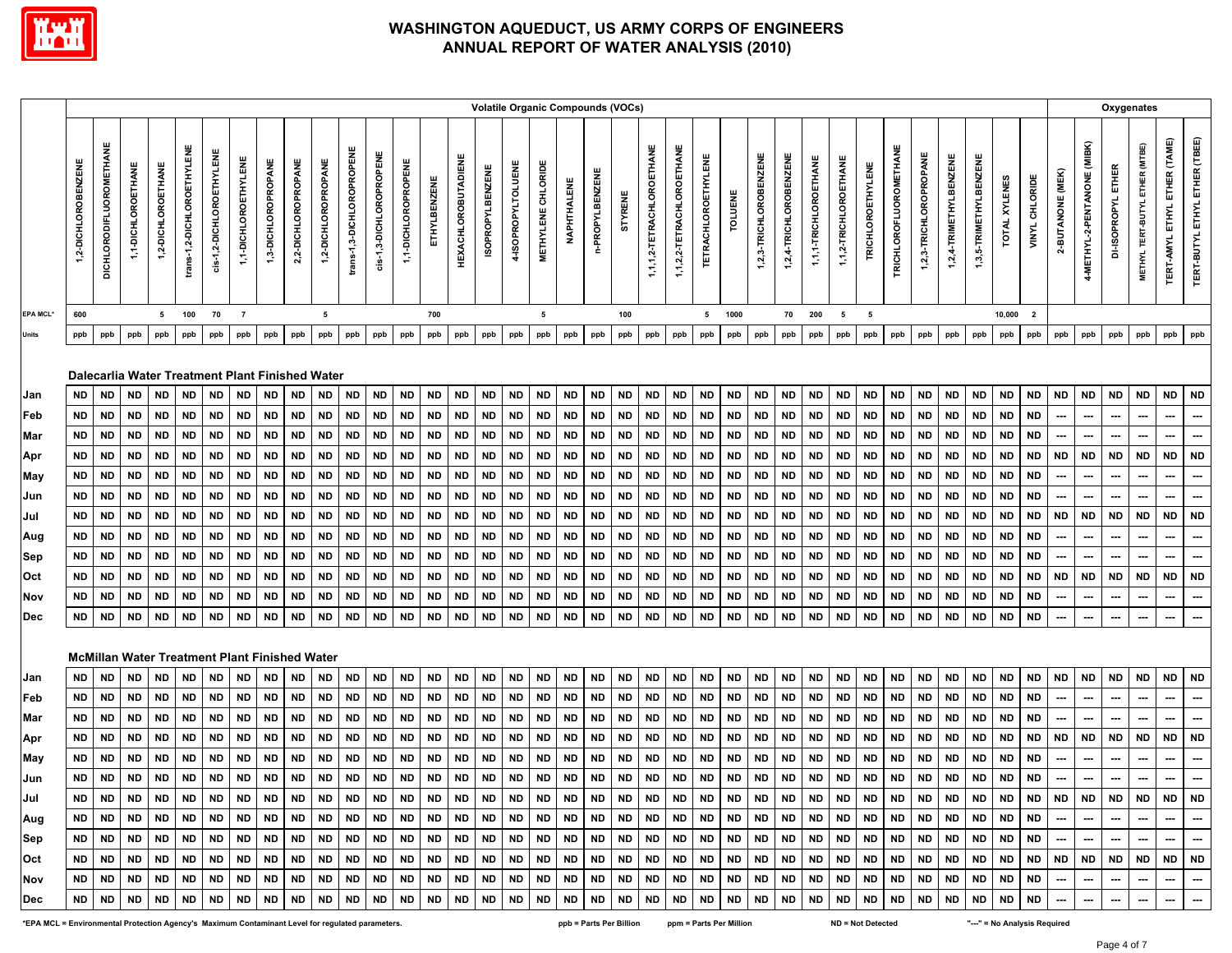# WASHINGTON AQUEDUCT, US ARMY CORPS OF ENGINEERS
## ANNUAL REPORT OF WATER ANALYSIS (2010)

| | Volatile Organic Compounds (VOCs) | | | | | | | | | | | | | | | | | | | | | | | | | | | | | | | | | | | | Oxygenates | | | | | |
|---|---|---|---|---|---|---|---|---|---|---|---|---|---|---|---|---|---|---|---|---|---|---|---|---|---|---|---|---|---|---|---|---|---|---|---|---|---|---|---|---|---|---|
| | 1,2-DICHLOROBENZENE | DICHLORODIFLUOROMETHANE | 1,1-DICHLOROETHANE | 1,2-DICHLOROETHANE | trans-1,2-DICHLOROETHYLENE | cis-1,2-DICHLOROETHYLENE | 1,1-DICHLOROETHYLENE | 1,3-DICHLOROPROPANE | 2,2-DICHLOROPROPANE | 1,2-DICHLOROPROPANE | trans-1,3-DICHLOROPROPENE | cis-1,3-DICHLOROPROPENE | 1,1-DICHLOROPROPENE | ETHYLBENZENE | HEXACHLOROBUTADIENE | ISOPROPYLBENZENE | 4-ISOPROPYLTOLUENE | METHYLENE CHLORIDE | NAPHTHALENE | n-PROPYLBENZENE | STYRENE | 1,1,1,2-TETRACHLOROETHANE | 1,1,2,2-TETRACHLOROETHANE | TETRACHLOROETHYLENE | TOLUENE | 1,2,3-TRICHLOROBENZENE | 1,2,4-TRICHLOROBENZENE | 1,1,1-TRICHLOROETHANE | 1,1,2-TRICHLOROETHANE | TRICHLOROETHYLENE | TRICHLOROFLUOROMETHANE | 1,2,3-TRICHLOROPROPANE | 1,2,4-TRIMETHYLBENZENE | 1,3,5-TRIMETHYLBENZENE | TOTAL XYLENES | VINYL CHLORIDE | 2-BUTANONE (MEK) | 4-METHYL-2-PENTANONE (MIBK) | DI-ISOPROPYL ETHER | METHYL TERT-BUTYL ETHER (MTBE) | TERT-AMYL ETHYL ETHER (TAME) | TERT-BUTYL ETHYL ETHER (TBEE) |
| EPA MCL* | 600 | | | 5 | 100 | 70 | 7 | | | 5 | | | | 700 | | | | 5 | | | 100 | | | 5 | 1000 | | 70 | 200 | 5 | 5 | | | | | 10,000 | 2 | | | | | | |
| Units | ppb | ppb | ppb | ppb | ppb | ppb | ppb | ppb | ppb | ppb | ppb | ppb | ppb | ppb | ppb | ppb | ppb | ppb | ppb | ppb | ppb | ppb | ppb | ppb | ppb | ppb | ppb | ppb | ppb | ppb | ppb | ppb | ppb | ppb | ppb | ppb | ppb | ppb | ppb | ppb | ppb | ppb |
| **Dalecarlia Water Treatment Plant Finished Water** | | | | | | | | | | | | | | | | | | | | | | | | | | | | | | | | | | | | | | | | | | |
| Jan | ND | ND | ND | ND | ND | ND | ND | ND | ND | ND | ND | ND | ND | ND | ND | ND | ND | ND | ND | ND | ND | ND | ND | ND | ND | ND | ND | ND | ND | ND | ND | ND | ND | ND | ND | ND | ND | ND | ND | ND | ND | ND |
| Feb | ND | ND | ND | ND | ND | ND | ND | ND | ND | ND | ND | ND | ND | ND | ND | ND | ND | ND | ND | ND | ND | ND | ND | ND | ND | ND | ND | ND | ND | ND | ND | ND | ND | ND | ND | ND | --- | --- | --- | --- | --- | --- |
| Mar | ND | ND | ND | ND | ND | ND | ND | ND | ND | ND | ND | ND | ND | ND | ND | ND | ND | ND | ND | ND | ND | ND | ND | ND | ND | ND | ND | ND | ND | ND | ND | ND | ND | ND | ND | ND | --- | --- | --- | --- | --- | --- |
| Apr | ND | ND | ND | ND | ND | ND | ND | ND | ND | ND | ND | ND | ND | ND | ND | ND | ND | ND | ND | ND | ND | ND | ND | ND | ND | ND | ND | ND | ND | ND | ND | ND | ND | ND | ND | ND | ND | ND | ND | ND | ND | ND |
| May | ND | ND | ND | ND | ND | ND | ND | ND | ND | ND | ND | ND | ND | ND | ND | ND | ND | ND | ND | ND | ND | ND | ND | ND | ND | ND | ND | ND | ND | ND | ND | ND | ND | ND | ND | ND | --- | --- | --- | --- | --- | --- |
| Jun | ND | ND | ND | ND | ND | ND | ND | ND | ND | ND | ND | ND | ND | ND | ND | ND | ND | ND | ND | ND | ND | ND | ND | ND | ND | ND | ND | ND | ND | ND | ND | ND | ND | ND | ND | ND | --- | --- | --- | --- | --- | --- |
| Jul | ND | ND | ND | ND | ND | ND | ND | ND | ND | ND | ND | ND | ND | ND | ND | ND | ND | ND | ND | ND | ND | ND | ND | ND | ND | ND | ND | ND | ND | ND | ND | ND | ND | ND | ND | ND | ND | ND | ND | ND | ND | ND |
| Aug | ND | ND | ND | ND | ND | ND | ND | ND | ND | ND | ND | ND | ND | ND | ND | ND | ND | ND | ND | ND | ND | ND | ND | ND | ND | ND | ND | ND | ND | ND | ND | ND | ND | ND | ND | ND | --- | --- | --- | --- | --- | --- |
| Sep | ND | ND | ND | ND | ND | ND | ND | ND | ND | ND | ND | ND | ND | ND | ND | ND | ND | ND | ND | ND | ND | ND | ND | ND | ND | ND | ND | ND | ND | ND | ND | ND | ND | ND | ND | ND | --- | --- | --- | --- | --- | --- |
| Oct | ND | ND | ND | ND | ND | ND | ND | ND | ND | ND | ND | ND | ND | ND | ND | ND | ND | ND | ND | ND | ND | ND | ND | ND | ND | ND | ND | ND | ND | ND | ND | ND | ND | ND | ND | ND | ND | ND | ND | ND | ND | ND |
| Nov | ND | ND | ND | ND | ND | ND | ND | ND | ND | ND | ND | ND | ND | ND | ND | ND | ND | ND | ND | ND | ND | ND | ND | ND | ND | ND | ND | ND | ND | ND | ND | ND | ND | ND | ND | ND | --- | --- | --- | --- | --- | --- |
| Dec | ND | ND | ND | ND | ND | ND | ND | ND | ND | ND | ND | ND | ND | ND | ND | ND | ND | ND | ND | ND | ND | ND | ND | ND | ND | ND | ND | ND | ND | ND | ND | ND | ND | ND | ND | ND | --- | --- | --- | --- | --- | --- |
| **McMillan Water Treatment Plant Finished Water** | | | | | | | | | | | | | | | | | | | | | | | | | | | | | | | | | | | | | | | | | | |
| Jan | ND | ND | ND | ND | ND | ND | ND | ND | ND | ND | ND | ND | ND | ND | ND | ND | ND | ND | ND | ND | ND | ND | ND | ND | ND | ND | ND | ND | ND | ND | ND | ND | ND | ND | ND | ND | ND | ND | ND | ND | ND | ND |
| Feb | ND | ND | ND | ND | ND | ND | ND | ND | ND | ND | ND | ND | ND | ND | ND | ND | ND | ND | ND | ND | ND | ND | ND | ND | ND | ND | ND | ND | ND | ND | ND | ND | ND | ND | ND | ND | --- | --- | --- | --- | --- | --- |
| Mar | ND | ND | ND | ND | ND | ND | ND | ND | ND | ND | ND | ND | ND | ND | ND | ND | ND | ND | ND | ND | ND | ND | ND | ND | ND | ND | ND | ND | ND | ND | ND | ND | ND | ND | ND | ND | --- | --- | --- | --- | --- | --- |
| Apr | ND | ND | ND | ND | ND | ND | ND | ND | ND | ND | ND | ND | ND | ND | ND | ND | ND | ND | ND | ND | ND | ND | ND | ND | ND | ND | ND | ND | ND | ND | ND | ND | ND | ND | ND | ND | ND | ND | ND | ND | ND | ND |
| May | ND | ND | ND | ND | ND | ND | ND | ND | ND | ND | ND | ND | ND | ND | ND | ND | ND | ND | ND | ND | ND | ND | ND | ND | ND | ND | ND | ND | ND | ND | ND | ND | ND | ND | ND | ND | --- | --- | --- | --- | --- | --- |
| Jun | ND | ND | ND | ND | ND | ND | ND | ND | ND | ND | ND | ND | ND | ND | ND | ND | ND | ND | ND | ND | ND | ND | ND | ND | ND | ND | ND | ND | ND | ND | ND | ND | ND | ND | ND | ND | --- | --- | --- | --- | --- | --- |
| Jul | ND | ND | ND | ND | ND | ND | ND | ND | ND | ND | ND | ND | ND | ND | ND | ND | ND | ND | ND | ND | ND | ND | ND | ND | ND | ND | ND | ND | ND | ND | ND | ND | ND | ND | ND | ND | ND | ND | ND | ND | ND | ND |
| Aug | ND | ND | ND | ND | ND | ND | ND | ND | ND | ND | ND | ND | ND | ND | ND | ND | ND | ND | ND | ND | ND | ND | ND | ND | ND | ND | ND | ND | ND | ND | ND | ND | ND | ND | ND | ND | --- | --- | --- | --- | --- | --- |
| Sep | ND | ND | ND | ND | ND | ND | ND | ND | ND | ND | ND | ND | ND | ND | ND | ND | ND | ND | ND | ND | ND | ND | ND | ND | ND | ND | ND | ND | ND | ND | ND | ND | ND | ND | ND | ND | --- | --- | --- | --- | --- | --- |
| Oct | ND | ND | ND | ND | ND | ND | ND | ND | ND | ND | ND | ND | ND | ND | ND | ND | ND | ND | ND | ND | ND | ND | ND | ND | ND | ND | ND | ND | ND | ND | ND | ND | ND | ND | ND | ND | ND | ND | ND | ND | ND | ND |
| Nov | ND | ND | ND | ND | ND | ND | ND | ND | ND | ND | ND | ND | ND | ND | ND | ND | ND | ND | ND | ND | ND | ND | ND | ND | ND | ND | ND | ND | ND | ND | ND | ND | ND | ND | ND | ND | --- | --- | --- | --- | --- | --- |
| Dec | ND | ND | ND | ND | ND | ND | ND | ND | ND | ND | ND | ND | ND | ND | ND | ND | ND | ND | ND | ND | ND | ND | ND | ND | ND | ND | ND | ND | ND | ND | ND | ND | ND | ND | ND | ND | --- | --- | --- | --- | --- | --- |

*EPA MCL = Environmental Protection Agency's Maximum Contaminant Level for regulated parameters. ppb = Parts Per Billion ppm = Parts Per Million ND = Not Detected "---" = No Analysis Required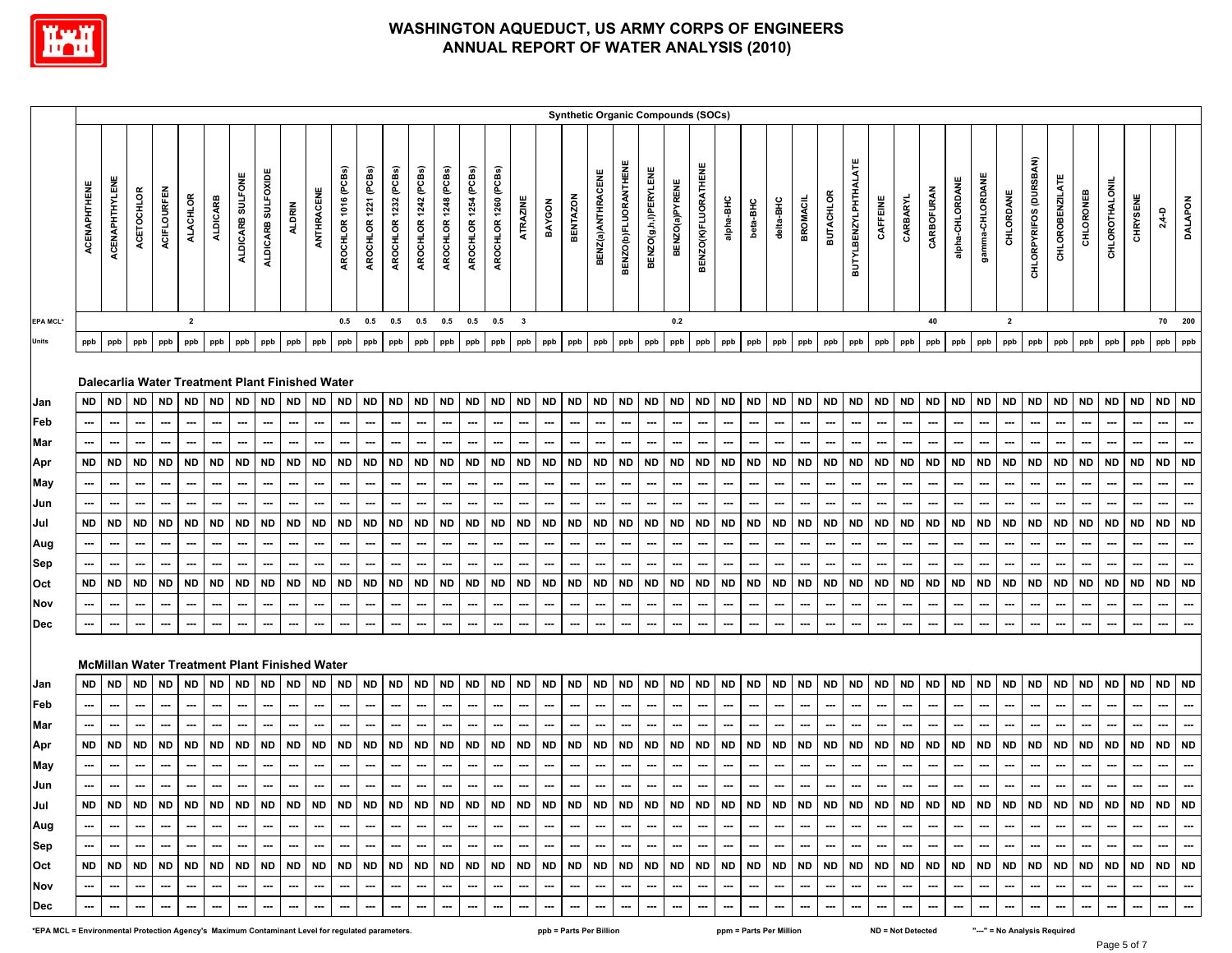# WASHINGTON AQUEDUCT, US ARMY CORPS OF ENGINEERS
## ANNUAL REPORT OF WATER ANALYSIS (2010)

| | Synthetic Organic Compounds (SOCs) | | | | | | | | | | | | | | | | | | | | | | | | | | | | | | | | | | | | | | | | | | | |
|---|---|---|---|---|---|---|---|---|---|---|---|---|---|---|---|---|---|---|---|---|---|---|---|---|---|---|---|---|---|---|---|---|---|---|---|---|---|---|---|---|---|---|---|---|
| | ACENAPHTHENE | ACENAPHTHYLENE | ACETOCHLOR | ACIFLOURFEN | ALACHLOR | ALDICARB | ALDICARB SULFONE | ALDICARB SULFOXIDE | ALDRIN | ANTHRACENE | AROCHLOR 1016 (PCBs) | AROCHLOR 1221 (PCBs) | AROCHLOR 1232 (PCBs) | AROCHLOR 1242 (PCBs) | AROCHLOR 1248 (PCBs) | AROCHLOR 1254 (PCBs) | AROCHLOR 1260 (PCBs) | ATRAZINE | BAYGON | BENTAZON | BENZ(a)ANTHRACENE | BENZO(b)FLUORANTHENE | BENZO(g,h,i)PERYLENE | BENZO(a)PYRENE | BENZO(K)FLUORATHENE | alpha-BHC | beta-BHC | delta-BHC | BROMACIL | BUTACHLOR | BUTYLBENZYLPHTHALATE | CAFFEINE | CARBARYL | CARBOFURAN | alpha-CHLORDANE | gamma-CHLORDANE | CHLORDANE | CHLORPYRIFOS (DURSBAN) | CHLOROBENZILATE | CHLORONEB | CHLOROTHALONIL | CHRYSENE | 2,4-D | DALAPON |
| EPA MCL* | | | | | 2 | | | | | | 0.5 | 0.5 | 0.5 | 0.5 | 0.5 | 0.5 | 0.5 | 3 | | | | | | 0.2 | | | | | | | | | | 40 | | | 2 | | | | | | 70 | 200 |
| Units | ppb | ppb | ppb | ppb | ppb | ppb | ppb | ppb | ppb | ppb | ppb | ppb | ppb | ppb | ppb | ppb | ppb | ppb | ppb | ppb | ppb | ppb | ppb | ppb | ppb | ppb | ppb | ppb | ppb | ppb | ppb | ppb | ppb | ppb | ppb | ppb | ppb | ppb | ppb | ppb | ppb | ppb | ppb | ppb |
| **Dalecarlia Water Treatment Plant Finished Water** | | | | | | | | | | | | | | | | | | | | | | | | | | | | | | | | | | | | | | | | | | | | |
| Jan | ND | ND | ND | ND | ND | ND | ND | ND | ND | ND | ND | ND | ND | ND | ND | ND | ND | ND | ND | ND | ND | ND | ND | ND | ND | ND | ND | ND | ND | ND | ND | ND | ND | ND | ND | ND | ND | ND | ND | ND | ND | ND | ND | ND |
| Feb | --- | --- | --- | --- | --- | --- | --- | --- | --- | --- | --- | --- | --- | --- | --- | --- | --- | --- | --- | --- | --- | --- | --- | --- | --- | --- | --- | --- | --- | --- | --- | --- | --- | --- | --- | --- | --- | --- | --- | --- | --- | --- | --- | --- |
| Mar | --- | --- | --- | --- | --- | --- | --- | --- | --- | --- | --- | --- | --- | --- | --- | --- | --- | --- | --- | --- | --- | --- | --- | --- | --- | --- | --- | --- | --- | --- | --- | --- | --- | --- | --- | --- | --- | --- | --- | --- | --- | --- | --- | --- |
| Apr | ND | ND | ND | ND | ND | ND | ND | ND | ND | ND | ND | ND | ND | ND | ND | ND | ND | ND | ND | ND | ND | ND | ND | ND | ND | ND | ND | ND | ND | ND | ND | ND | ND | ND | ND | ND | ND | ND | ND | ND | ND | ND | ND | ND |
| May | --- | --- | --- | --- | --- | --- | --- | --- | --- | --- | --- | --- | --- | --- | --- | --- | --- | --- | --- | --- | --- | --- | --- | --- | --- | --- | --- | --- | --- | --- | --- | --- | --- | --- | --- | --- | --- | --- | --- | --- | --- | --- | --- | --- |
| Jun | --- | --- | --- | --- | --- | --- | --- | --- | --- | --- | --- | --- | --- | --- | --- | --- | --- | --- | --- | --- | --- | --- | --- | --- | --- | --- | --- | --- | --- | --- | --- | --- | --- | --- | --- | --- | --- | --- | --- | --- | --- | --- | --- | --- |
| Jul | ND | ND | ND | ND | ND | ND | ND | ND | ND | ND | ND | ND | ND | ND | ND | ND | ND | ND | ND | ND | ND | ND | ND | ND | ND | ND | ND | ND | ND | ND | ND | ND | ND | ND | ND | ND | ND | ND | ND | ND | ND | ND | ND | ND |
| Aug | --- | --- | --- | --- | --- | --- | --- | --- | --- | --- | --- | --- | --- | --- | --- | --- | --- | --- | --- | --- | --- | --- | --- | --- | --- | --- | --- | --- | --- | --- | --- | --- | --- | --- | --- | --- | --- | --- | --- | --- | --- | --- | --- | --- |
| Sep | --- | --- | --- | --- | --- | --- | --- | --- | --- | --- | --- | --- | --- | --- | --- | --- | --- | --- | --- | --- | --- | --- | --- | --- | --- | --- | --- | --- | --- | --- | --- | --- | --- | --- | --- | --- | --- | --- | --- | --- | --- | --- | --- | --- |
| Oct | ND | ND | ND | ND | ND | ND | ND | ND | ND | ND | ND | ND | ND | ND | ND | ND | ND | ND | ND | ND | ND | ND | ND | ND | ND | ND | ND | ND | ND | ND | ND | ND | ND | ND | ND | ND | ND | ND | ND | ND | ND | ND | ND | ND |
| Nov | --- | --- | --- | --- | --- | --- | --- | --- | --- | --- | --- | --- | --- | --- | --- | --- | --- | --- | --- | --- | --- | --- | --- | --- | --- | --- | --- | --- | --- | --- | --- | --- | --- | --- | --- | --- | --- | --- | --- | --- | --- | --- | --- | --- |
| Dec | --- | --- | --- | --- | --- | --- | --- | --- | --- | --- | --- | --- | --- | --- | --- | --- | --- | --- | --- | --- | --- | --- | --- | --- | --- | --- | --- | --- | --- | --- | --- | --- | --- | --- | --- | --- | --- | --- | --- | --- | --- | --- | --- | --- |
| **McMillan Water Treatment Plant Finished Water** | | | | | | | | | | | | | | | | | | | | | | | | | | | | | | | | | | | | | | | | | | | | |
| Jan | ND | ND | ND | ND | ND | ND | ND | ND | ND | ND | ND | ND | ND | ND | ND | ND | ND | ND | ND | ND | ND | ND | ND | ND | ND | ND | ND | ND | ND | ND | ND | ND | ND | ND | ND | ND | ND | ND | ND | ND | ND | ND | ND | ND |
| Feb | --- | --- | --- | --- | --- | --- | --- | --- | --- | --- | --- | --- | --- | --- | --- | --- | --- | --- | --- | --- | --- | --- | --- | --- | --- | --- | --- | --- | --- | --- | --- | --- | --- | --- | --- | --- | --- | --- | --- | --- | --- | --- | --- | --- |
| Mar | --- | --- | --- | --- | --- | --- | --- | --- | --- | --- | --- | --- | --- | --- | --- | --- | --- | --- | --- | --- | --- | --- | --- | --- | --- | --- | --- | --- | --- | --- | --- | --- | --- | --- | --- | --- | --- | --- | --- | --- | --- | --- | --- | --- |
| Apr | ND | ND | ND | ND | ND | ND | ND | ND | ND | ND | ND | ND | ND | ND | ND | ND | ND | ND | ND | ND | ND | ND | ND | ND | ND | ND | ND | ND | ND | ND | ND | ND | ND | ND | ND | ND | ND | ND | ND | ND | ND | ND | ND | ND |
| May | --- | --- | --- | --- | --- | --- | --- | --- | --- | --- | --- | --- | --- | --- | --- | --- | --- | --- | --- | --- | --- | --- | --- | --- | --- | --- | --- | --- | --- | --- | --- | --- | --- | --- | --- | --- | --- | --- | --- | --- | --- | --- | --- | --- |
| Jun | --- | --- | --- | --- | --- | --- | --- | --- | --- | --- | --- | --- | --- | --- | --- | --- | --- | --- | --- | --- | --- | --- | --- | --- | --- | --- | --- | --- | --- | --- | --- | --- | --- | --- | --- | --- | --- | --- | --- | --- | --- | --- | --- | --- |
| Jul | ND | ND | ND | ND | ND | ND | ND | ND | ND | ND | ND | ND | ND | ND | ND | ND | ND | ND | ND | ND | ND | ND | ND | ND | ND | ND | ND | ND | ND | ND | ND | ND | ND | ND | ND | ND | ND | ND | ND | ND | ND | ND | ND | ND |
| Aug | --- | --- | --- | --- | --- | --- | --- | --- | --- | --- | --- | --- | --- | --- | --- | --- | --- | --- | --- | --- | --- | --- | --- | --- | --- | --- | --- | --- | --- | --- | --- | --- | --- | --- | --- | --- | --- | --- | --- | --- | --- | --- | --- | --- |
| Sep | --- | --- | --- | --- | --- | --- | --- | --- | --- | --- | --- | --- | --- | --- | --- | --- | --- | --- | --- | --- | --- | --- | --- | --- | --- | --- | --- | --- | --- | --- | --- | --- | --- | --- | --- | --- | --- | --- | --- | --- | --- | --- | --- | --- |
| Oct | ND | ND | ND | ND | ND | ND | ND | ND | ND | ND | ND | ND | ND | ND | ND | ND | ND | ND | ND | ND | ND | ND | ND | ND | ND | ND | ND | ND | ND | ND | ND | ND | ND | ND | ND | ND | ND | ND | ND | ND | ND | ND | ND | ND |
| Nov | --- | --- | --- | --- | --- | --- | --- | --- | --- | --- | --- | --- | --- | --- | --- | --- | --- | --- | --- | --- | --- | --- | --- | --- | --- | --- | --- | --- | --- | --- | --- | --- | --- | --- | --- | --- | --- | --- | --- | --- | --- | --- | --- | --- |
| Dec | --- | --- | --- | --- | --- | --- | --- | --- | --- | --- | --- | --- | --- | --- | --- | --- | --- | --- | --- | --- | --- | --- | --- | --- | --- | --- | --- | --- | --- | --- | --- | --- | --- | --- | --- | --- | --- | --- | --- | --- | --- | --- | --- | --- |

*EPA MCL = Environmental Protection Agency's Maximum Contaminant Level for regulated parameters. ppb = Parts Per Billion ppm = Parts Per Million ND = Not Detected "---" = No Analysis Required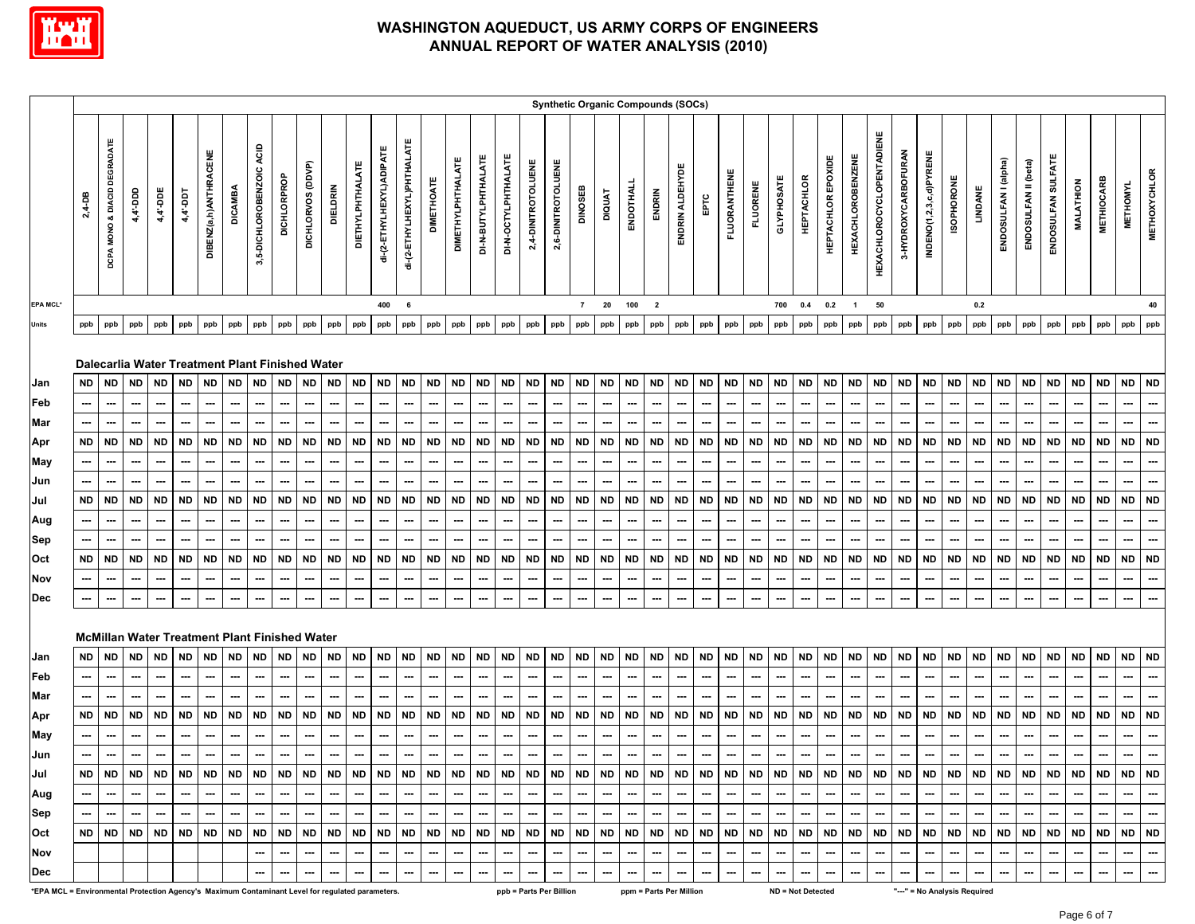# WASHINGTON AQUEDUCT, US ARMY CORPS OF ENGINEERS
## ANNUAL REPORT OF WATER ANALYSIS (2010)

**Synthetic Organic Compounds (SOCs)**

| | 2,4-DB | DCPA MONO & DIACID DEGRADATE | 4,4'-DDD | 4,4'-DDE | 4,4'-DDT | DIBENZ(a,h)ANTHRACENE | DICAMBA | 3,5-DICHLOROBENZOIC ACID | DICHLORPROP | DICHLORVOS (DDVP) | DIELDRIN | DIETHYLPHTHALATE | di-(2-ETHYLHEXYL)ADIPATE | di-(2-ETHYLHEXYL)PHTHALATE | DIMETHOATE | DIMETHYLPHTHALATE | DI-N-BUTYLPHTHALATE | DI-N-OCTYLPHTHALATE | 2,4-DINITROTOLUENE | 2,6-DINITROTOLUENE | DINOSEB | DIQUAT | ENDOTHALL | ENDRIN | ENDRIN ALDEHYDE | EPTC | FLUORANTHENE | FLUORENE | GLYPHOSATE | HEPTACHLOR | HEPTACHLOR EPOXIDE | HEXACHLOROBENZENE | HEXACHLOROCYCLOPENTADIENE | 3-HYDROXYCARBOFURAN | INDENO(1,2,3,c,d)PYRENE | ISOPHORONE | LINDANE | ENDOSULFAN I (alpha) | ENDOSULFAN II (beta) | ENDOSULFAN SULFATE | MALATHION | METHIOCARB | METHOMYL | METHOXYCHLOR |
|---|---|---|---|---|---|---|---|---|---|---|---|---|---|---|---|---|---|---|---|---|---|---|---|---|---|---|---|---|---|---|---|---|---|---|---|---|---|---|---|---|---|---|---|---|
| EPA MCL* | | | | | | | | | | | | | 400 | 6 | | | | | | | 7 | 20 | 100 | 2 | | | | | 700 | 0.4 | 0.2 | 1 | 50 | | | | 0.2 | | | | | | | 40 |
| Units | ppb | ppb | ppb | ppb | ppb | ppb | ppb | ppb | ppb | ppb | ppb | ppb | ppb | ppb | ppb | ppb | ppb | ppb | ppb | ppb | ppb | ppb | ppb | ppb | ppb | ppb | ppb | ppb | ppb | ppb | ppb | ppb | ppb | ppb | ppb | ppb | ppb | ppb | ppb | ppb | ppb | ppb | ppb | ppb |
| **Dalecarlia Water Treatment Plant Finished Water** | | | | | | | | | | | | | | | | | | | | | | | | | | | | | | | | | | | | | | | | | | | | |
| Jan | ND | ND | ND | ND | ND | ND | ND | ND | ND | ND | ND | ND | ND | ND | ND | ND | ND | ND | ND | ND | ND | ND | ND | ND | ND | ND | ND | ND | ND | ND | ND | ND | ND | ND | ND | ND | ND | ND | ND | ND | ND | ND | ND | ND |
| Feb | --- | --- | --- | --- | --- | --- | --- | --- | --- | --- | --- | --- | --- | --- | --- | --- | --- | --- | --- | --- | --- | --- | --- | --- | --- | --- | --- | --- | --- | --- | --- | --- | --- | --- | --- | --- | --- | --- | --- | --- | --- | --- | --- | --- |
| Mar | --- | --- | --- | --- | --- | --- | --- | --- | --- | --- | --- | --- | --- | --- | --- | --- | --- | --- | --- | --- | --- | --- | --- | --- | --- | --- | --- | --- | --- | --- | --- | --- | --- | --- | --- | --- | --- | --- | --- | --- | --- | --- | --- | --- |
| Apr | ND | ND | ND | ND | ND | ND | ND | ND | ND | ND | ND | ND | ND | ND | ND | ND | ND | ND | ND | ND | ND | ND | ND | ND | ND | ND | ND | ND | ND | ND | ND | ND | ND | ND | ND | ND | ND | ND | ND | ND | ND | ND | ND | ND |
| May | --- | --- | --- | --- | --- | --- | --- | --- | --- | --- | --- | --- | --- | --- | --- | --- | --- | --- | --- | --- | --- | --- | --- | --- | --- | --- | --- | --- | --- | --- | --- | --- | --- | --- | --- | --- | --- | --- | --- | --- | --- | --- | --- | --- |
| Jun | --- | --- | --- | --- | --- | --- | --- | --- | --- | --- | --- | --- | --- | --- | --- | --- | --- | --- | --- | --- | --- | --- | --- | --- | --- | --- | --- | --- | --- | --- | --- | --- | --- | --- | --- | --- | --- | --- | --- | --- | --- | --- | --- | --- |
| Jul | ND | ND | ND | ND | ND | ND | ND | ND | ND | ND | ND | ND | ND | ND | ND | ND | ND | ND | ND | ND | ND | ND | ND | ND | ND | ND | ND | ND | ND | ND | ND | ND | ND | ND | ND | ND | ND | ND | ND | ND | ND | ND | ND | ND |
| Aug | --- | --- | --- | --- | --- | --- | --- | --- | --- | --- | --- | --- | --- | --- | --- | --- | --- | --- | --- | --- | --- | --- | --- | --- | --- | --- | --- | --- | --- | --- | --- | --- | --- | --- | --- | --- | --- | --- | --- | --- | --- | --- | --- | --- |
| Sep | --- | --- | --- | --- | --- | --- | --- | --- | --- | --- | --- | --- | --- | --- | --- | --- | --- | --- | --- | --- | --- | --- | --- | --- | --- | --- | --- | --- | --- | --- | --- | --- | --- | --- | --- | --- | --- | --- | --- | --- | --- | --- | --- | --- |
| Oct | ND | ND | ND | ND | ND | ND | ND | ND | ND | ND | ND | ND | ND | ND | ND | ND | ND | ND | ND | ND | ND | ND | ND | ND | ND | ND | ND | ND | ND | ND | ND | ND | ND | ND | ND | ND | ND | ND | ND | ND | ND | ND | ND | ND |
| Nov | --- | --- | --- | --- | --- | --- | --- | --- | --- | --- | --- | --- | --- | --- | --- | --- | --- | --- | --- | --- | --- | --- | --- | --- | --- | --- | --- | --- | --- | --- | --- | --- | --- | --- | --- | --- | --- | --- | --- | --- | --- | --- | --- | --- |
| Dec | --- | --- | --- | --- | --- | --- | --- | --- | --- | --- | --- | --- | --- | --- | --- | --- | --- | --- | --- | --- | --- | --- | --- | --- | --- | --- | --- | --- | --- | --- | --- | --- | --- | --- | --- | --- | --- | --- | --- | --- | --- | --- | --- | --- |
| **McMillan Water Treatment Plant Finished Water** | | | | | | | | | | | | | | | | | | | | | | | | | | | | | | | | | | | | | | | | | | | | |
| Jan | ND | ND | ND | ND | ND | ND | ND | ND | ND | ND | ND | ND | ND | ND | ND | ND | ND | ND | ND | ND | ND | ND | ND | ND | ND | ND | ND | ND | ND | ND | ND | ND | ND | ND | ND | ND | ND | ND | ND | ND | ND | ND | ND | ND |
| Feb | --- | --- | --- | --- | --- | --- | --- | --- | --- | --- | --- | --- | --- | --- | --- | --- | --- | --- | --- | --- | --- | --- | --- | --- | --- | --- | --- | --- | --- | --- | --- | --- | --- | --- | --- | --- | --- | --- | --- | --- | --- | --- | --- | --- |
| Mar | --- | --- | --- | --- | --- | --- | --- | --- | --- | --- | --- | --- | --- | --- | --- | --- | --- | --- | --- | --- | --- | --- | --- | --- | --- | --- | --- | --- | --- | --- | --- | --- | --- | --- | --- | --- | --- | --- | --- | --- | --- | --- | --- | --- |
| Apr | ND | ND | ND | ND | ND | ND | ND | ND | ND | ND | ND | ND | ND | ND | ND | ND | ND | ND | ND | ND | ND | ND | ND | ND | ND | ND | ND | ND | ND | ND | ND | ND | ND | ND | ND | ND | ND | ND | ND | ND | ND | ND | ND | ND |
| May | --- | --- | --- | --- | --- | --- | --- | --- | --- | --- | --- | --- | --- | --- | --- | --- | --- | --- | --- | --- | --- | --- | --- | --- | --- | --- | --- | --- | --- | --- | --- | --- | --- | --- | --- | --- | --- | --- | --- | --- | --- | --- | --- | --- |
| Jun | --- | --- | --- | --- | --- | --- | --- | --- | --- | --- | --- | --- | --- | --- | --- | --- | --- | --- | --- | --- | --- | --- | --- | --- | --- | --- | --- | --- | --- | --- | --- | --- | --- | --- | --- | --- | --- | --- | --- | --- | --- | --- | --- | --- |
| Jul | ND | ND | ND | ND | ND | ND | ND | ND | ND | ND | ND | ND | ND | ND | ND | ND | ND | ND | ND | ND | ND | ND | ND | ND | ND | ND | ND | ND | ND | ND | ND | ND | ND | ND | ND | ND | ND | ND | ND | ND | ND | ND | ND | ND |
| Aug | --- | --- | --- | --- | --- | --- | --- | --- | --- | --- | --- | --- | --- | --- | --- | --- | --- | --- | --- | --- | --- | --- | --- | --- | --- | --- | --- | --- | --- | --- | --- | --- | --- | --- | --- | --- | --- | --- | --- | --- | --- | --- | --- | --- |
| Sep | --- | --- | --- | --- | --- | --- | --- | --- | --- | --- | --- | --- | --- | --- | --- | --- | --- | --- | --- | --- | --- | --- | --- | --- | --- | --- | --- | --- | --- | --- | --- | --- | --- | --- | --- | --- | --- | --- | --- | --- | --- | --- | --- | --- |
| Oct | ND | ND | ND | ND | ND | ND | ND | ND | ND | ND | ND | ND | ND | ND | ND | ND | ND | ND | ND | ND | ND | ND | ND | ND | ND | ND | ND | ND | ND | ND | ND | ND | ND | ND | ND | ND | ND | ND | ND | ND | ND | ND | ND | ND |
| Nov | | | | | | | | --- | --- | --- | --- | --- | --- | --- | --- | --- | --- | --- | --- | --- | --- | --- | --- | --- | --- | --- | --- | --- | --- | --- | --- | --- | --- | --- | --- | --- | --- | --- | --- | --- | --- | --- | --- | --- |
| Dec | | | | | | | | --- | --- | --- | --- | --- | --- | --- | --- | --- | --- | --- | --- | --- | --- | --- | --- | --- | --- | --- | --- | --- | --- | --- | --- | --- | --- | --- | --- | --- | --- | --- | --- | --- | --- | --- | --- | --- |

*EPA MCL = Environmental Protection Agency's Maximum Contaminant Level for regulated parameters. ppb = Parts Per Billion ppm = Parts Per Million ND = Not Detected "---" = No Analysis Required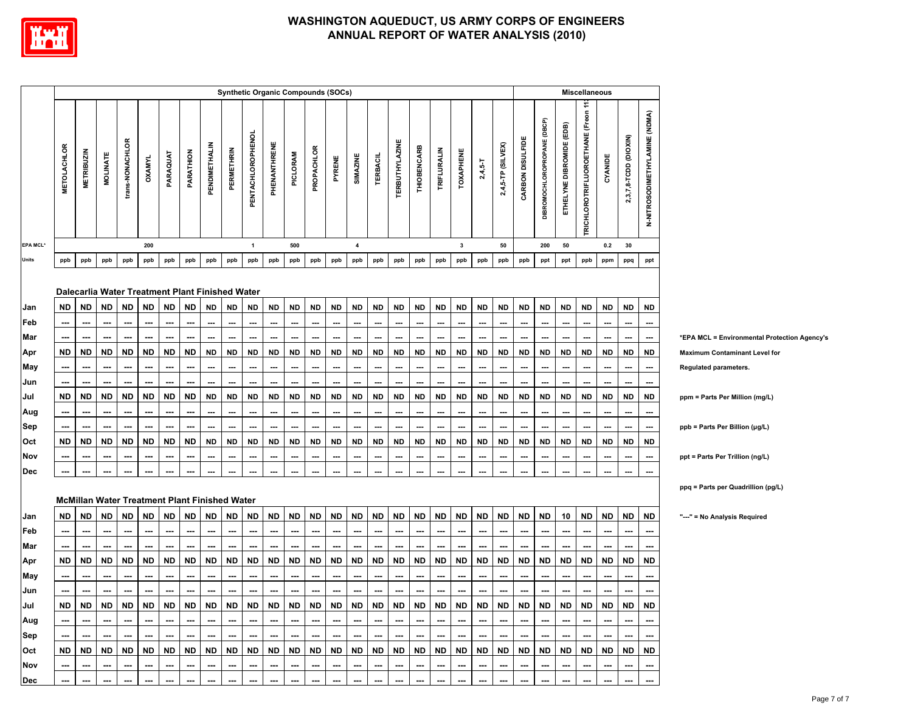# WASHINGTON AQUEDUCT, US ARMY CORPS OF ENGINEERS
# ANNUAL REPORT OF WATER ANALYSIS (2010)

| | Synthetic Organic Compounds (SOCs) | | | | | | | | | | | | | | | | | | | | | | Miscellaneous | | | | | | |
|---|---|---|---|---|---|---|---|---|---|---|---|---|---|---|---|---|---|---|---|---|---|---|---|---|---|---|---|---|---|
| | METOLACHLOR | METRIBUZIN | MOLINATE | trans-NONACHLOR | OXAMYL | PARAQUAT | PARATHION | PENDIMETHALIN | PERMETHRIN | PENTACHLOROPHENOL | PHENANTHRENE | PICLORAM | PROPACHLOR | PYRENE | SIMAZINE | TERBACIL | TERBUTHYLAZINE | THIOBENCARB | TRIFLURALIN | TOXAPHENE | 2,4,5-T | 2,4,5-TP (SILVEX) | CARBON DISULFIDE | DIBROMOCHLOROPROPANE (DBCP) | ETHELYNE DIBROMIDE (EDB) | TRICHLOROTRIFLUOROETHANE (Freon 113) | CYANIDE | 2,3,7,8-TCDD (DIOXIN) | N-NITROSODIMETHYLAMINE (NDMA) |
| EPA MCL* | | | | | 200 | | | | | 1 | | 500 | | | 4 | | | | | 3 | | 50 | | 200 | 50 | | 0.2 | 30 | |
| Units | ppb | ppb | ppb | ppb | ppb | ppb | ppb | ppb | ppb | ppb | ppb | ppb | ppb | ppb | ppb | ppb | ppb | ppb | ppb | ppb | ppb | ppb | ppb | ppt | ppt | ppb | ppm | ppq | ppt |
| **Dalecarlia Water Treatment Plant Finished Water** | | | | | | | | | | | | | | | | | | | | | | | | | | | | | |
| Jan | ND | ND | ND | ND | ND | ND | ND | ND | ND | ND | ND | ND | ND | ND | ND | ND | ND | ND | ND | ND | ND | ND | ND | ND | ND | ND | ND | ND | ND |
| Feb | --- | --- | --- | --- | --- | --- | --- | --- | --- | --- | --- | --- | --- | --- | --- | --- | --- | --- | --- | --- | --- | --- | --- | --- | --- | --- | --- | --- | --- |
| Mar | --- | --- | --- | --- | --- | --- | --- | --- | --- | --- | --- | --- | --- | --- | --- | --- | --- | --- | --- | --- | --- | --- | --- | --- | --- | --- | --- | --- | --- |
| Apr | ND | ND | ND | ND | ND | ND | ND | ND | ND | ND | ND | ND | ND | ND | ND | ND | ND | ND | ND | ND | ND | ND | ND | ND | ND | ND | ND | ND | ND |
| May | --- | --- | --- | --- | --- | --- | --- | --- | --- | --- | --- | --- | --- | --- | --- | --- | --- | --- | --- | --- | --- | --- | --- | --- | --- | --- | --- | --- | --- |
| Jun | --- | --- | --- | --- | --- | --- | --- | --- | --- | --- | --- | --- | --- | --- | --- | --- | --- | --- | --- | --- | --- | --- | --- | --- | --- | --- | --- | --- | --- |
| Jul | ND | ND | ND | ND | ND | ND | ND | ND | ND | ND | ND | ND | ND | ND | ND | ND | ND | ND | ND | ND | ND | ND | ND | ND | ND | ND | ND | ND | ND |
| Aug | --- | --- | --- | --- | --- | --- | --- | --- | --- | --- | --- | --- | --- | --- | --- | --- | --- | --- | --- | --- | --- | --- | --- | --- | --- | --- | --- | --- | --- |
| Sep | --- | --- | --- | --- | --- | --- | --- | --- | --- | --- | --- | --- | --- | --- | --- | --- | --- | --- | --- | --- | --- | --- | --- | --- | --- | --- | --- | --- | --- |
| Oct | ND | ND | ND | ND | ND | ND | ND | ND | ND | ND | ND | ND | ND | ND | ND | ND | ND | ND | ND | ND | ND | ND | ND | ND | ND | ND | ND | ND | ND |
| Nov | --- | --- | --- | --- | --- | --- | --- | --- | --- | --- | --- | --- | --- | --- | --- | --- | --- | --- | --- | --- | --- | --- | --- | --- | --- | --- | --- | --- | --- |
| Dec | --- | --- | --- | --- | --- | --- | --- | --- | --- | --- | --- | --- | --- | --- | --- | --- | --- | --- | --- | --- | --- | --- | --- | --- | --- | --- | --- | --- | --- |
| **McMillan Water Treatment Plant Finished Water** | | | | | | | | | | | | | | | | | | | | | | | | | | | | | |
| Jan | ND | ND | ND | ND | ND | ND | ND | ND | ND | ND | ND | ND | ND | ND | ND | ND | ND | ND | ND | ND | ND | ND | ND | ND | 10 | ND | ND | ND | ND |
| Feb | --- | --- | --- | --- | --- | --- | --- | --- | --- | --- | --- | --- | --- | --- | --- | --- | --- | --- | --- | --- | --- | --- | --- | --- | --- | --- | --- | --- | --- |
| Mar | --- | --- | --- | --- | --- | --- | --- | --- | --- | --- | --- | --- | --- | --- | --- | --- | --- | --- | --- | --- | --- | --- | --- | --- | --- | --- | --- | --- | --- |
| Apr | ND | ND | ND | ND | ND | ND | ND | ND | ND | ND | ND | ND | ND | ND | ND | ND | ND | ND | ND | ND | ND | ND | ND | ND | ND | ND | ND | ND | ND |
| May | --- | --- | --- | --- | --- | --- | --- | --- | --- | --- | --- | --- | --- | --- | --- | --- | --- | --- | --- | --- | --- | --- | --- | --- | --- | --- | --- | --- | --- |
| Jun | --- | --- | --- | --- | --- | --- | --- | --- | --- | --- | --- | --- | --- | --- | --- | --- | --- | --- | --- | --- | --- | --- | --- | --- | --- | --- | --- | --- | --- |
| Jul | ND | ND | ND | ND | ND | ND | ND | ND | ND | ND | ND | ND | ND | ND | ND | ND | ND | ND | ND | ND | ND | ND | ND | ND | ND | ND | ND | ND | ND |
| Aug | --- | --- | --- | --- | --- | --- | --- | --- | --- | --- | --- | --- | --- | --- | --- | --- | --- | --- | --- | --- | --- | --- | --- | --- | --- | --- | --- | --- | --- |
| Sep | --- | --- | --- | --- | --- | --- | --- | --- | --- | --- | --- | --- | --- | --- | --- | --- | --- | --- | --- | --- | --- | --- | --- | --- | --- | --- | --- | --- | --- |
| Oct | ND | ND | ND | ND | ND | ND | ND | ND | ND | ND | ND | ND | ND | ND | ND | ND | ND | ND | ND | ND | ND | ND | ND | ND | ND | ND | ND | ND | ND |
| Nov | --- | --- | --- | --- | --- | --- | --- | --- | --- | --- | --- | --- | --- | --- | --- | --- | --- | --- | --- | --- | --- | --- | --- | --- | --- | --- | --- | --- | --- |
| Dec | --- | --- | --- | --- | --- | --- | --- | --- | --- | --- | --- | --- | --- | --- | --- | --- | --- | --- | --- | --- | --- | --- | --- | --- | --- | --- | --- | --- | --- |

*EPA MCL = Environmental Protection Agency's Maximum Contaminant Level for Regulated parameters.

ppm = Parts Per Million (mg/L)

ppb = Parts Per Billion (µg/L)

ppt = Parts Per Trillion (ng/L)

ppq = Parts per Quadrillion (pg/L)

"---" = No Analysis Required